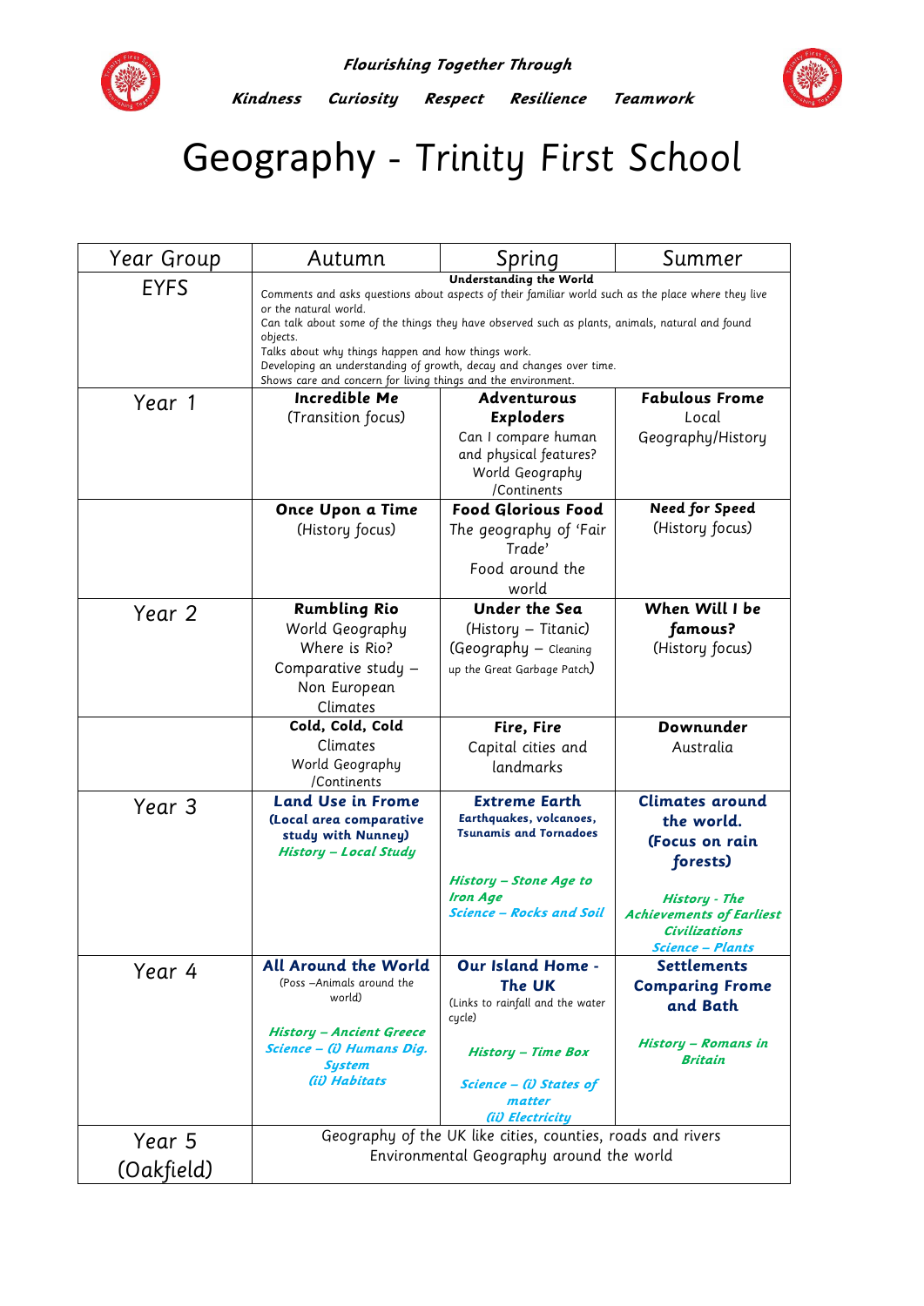***Flourishing Together Through***

***Kindness   Curiosity   Respect   Resilience   Teamwork***

# Geography - Trinity First School

| Year Group | Autumn | Spring | Summer |
|---|---|---|---|
| EYFS | **Understanding the World**<br>Comments and asks questions about aspects of their familiar world such as the place where they live or the natural world.<br>Can talk about some of the things they have observed such as plants, animals, natural and found objects.<br>Talks about why things happen and how things work.<br>Developing an understanding of growth, decay and changes over time.<br>Shows care and concern for living things and the environment. | | |
| Year 1 | **Incredible Me**<br>(Transition focus) | **Adventurous Exploders**<br>Can I compare human and physical features?<br>World Geography /Continents | **Fabulous Frome**<br>Local Geography/History |
| | **Once Upon a Time**<br>(History focus) | **Food Glorious Food**<br>The geography of 'Fair Trade'<br>Food around the world | **Need for Speed**<br>(History focus) |
| Year 2 | **Rumbling Rio**<br>World Geography<br>Where is Rio?<br>Comparative study – Non European Climates | **Under the Sea**<br>(History – Titanic)<br>(Geography – Cleaning up the Great Garbage Patch) | **When Will I be famous?**<br>(History focus) |
| | **Cold, Cold, Cold**<br>Climates<br>World Geography /Continents | **Fire, Fire**<br>Capital cities and landmarks | **Downunder**<br>Australia |
| Year 3 | **Land Use in Frome**<br>**(Local area comparative study with Nunney)**<br>***History – Local Study*** | **Extreme Earth**<br>**Earthquakes, volcanoes, Tsunamis and Tornadoes**<br>***History – Stone Age to Iron Age***<br>***Science – Rocks and Soil*** | **Climates around the world.**<br>**(Focus on rain forests)**<br>***History - The Achievements of Earliest Civilizations***<br>***Science – Plants*** |
| Year 4 | **All Around the World**<br>(Poss –Animals around the world)<br>***History – Ancient Greece***<br>***Science – (i) Humans Dig. System***<br>***(ii) Habitats*** | **Our Island Home - The UK**<br>(Links to rainfall and the water cycle)<br>***History – Time Box***<br>***Science – (i) States of matter***<br>***(ii) Electricity*** | **Settlements Comparing Frome and Bath**<br>***History – Romans in Britain*** |
| Year 5 (Oakfield) | Geography of the UK like cities, counties, roads and rivers<br>Environmental Geography around the world | | |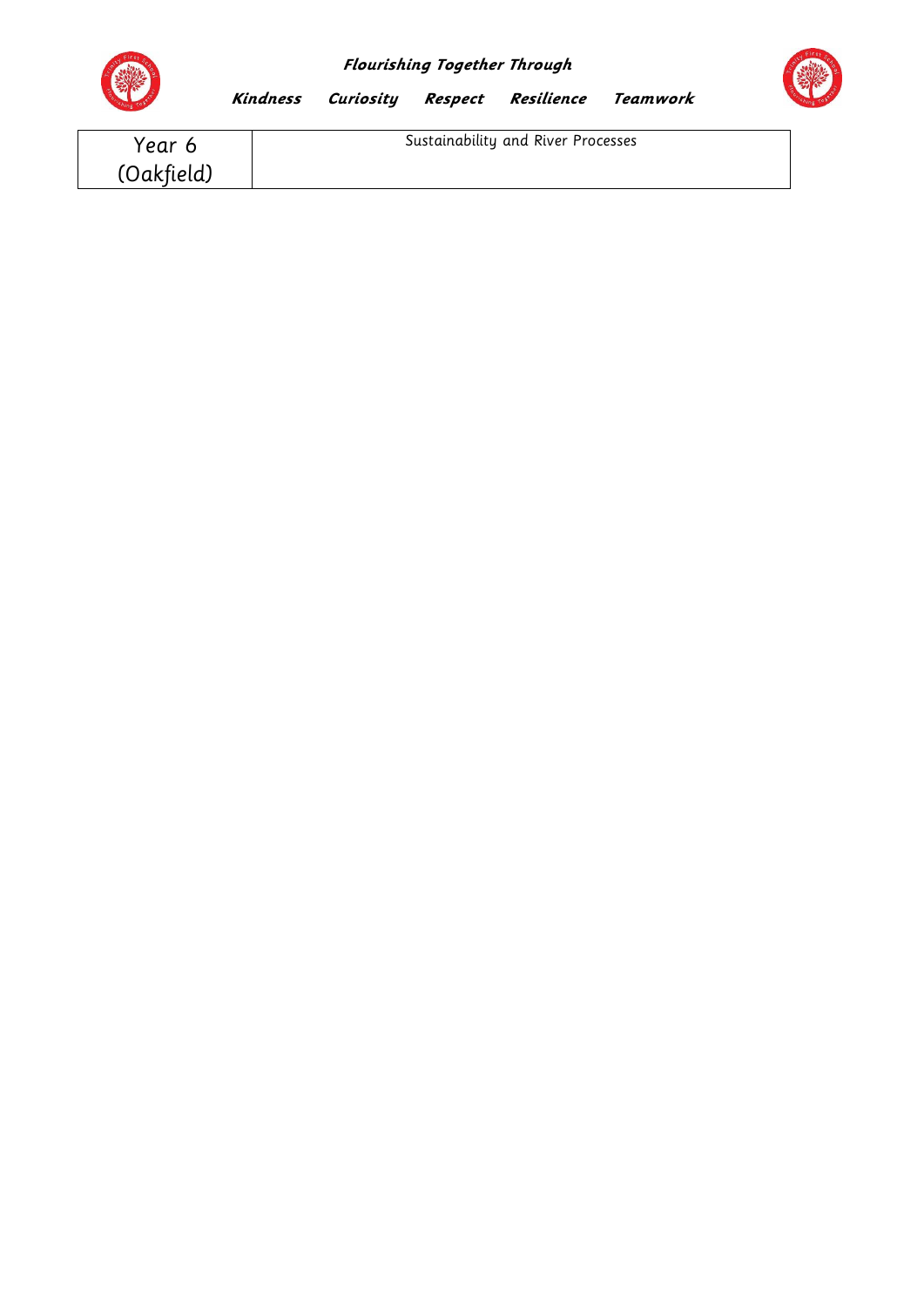| | |
|---|---|
| Year 6 (Oakfield) | Sustainability and River Processes |